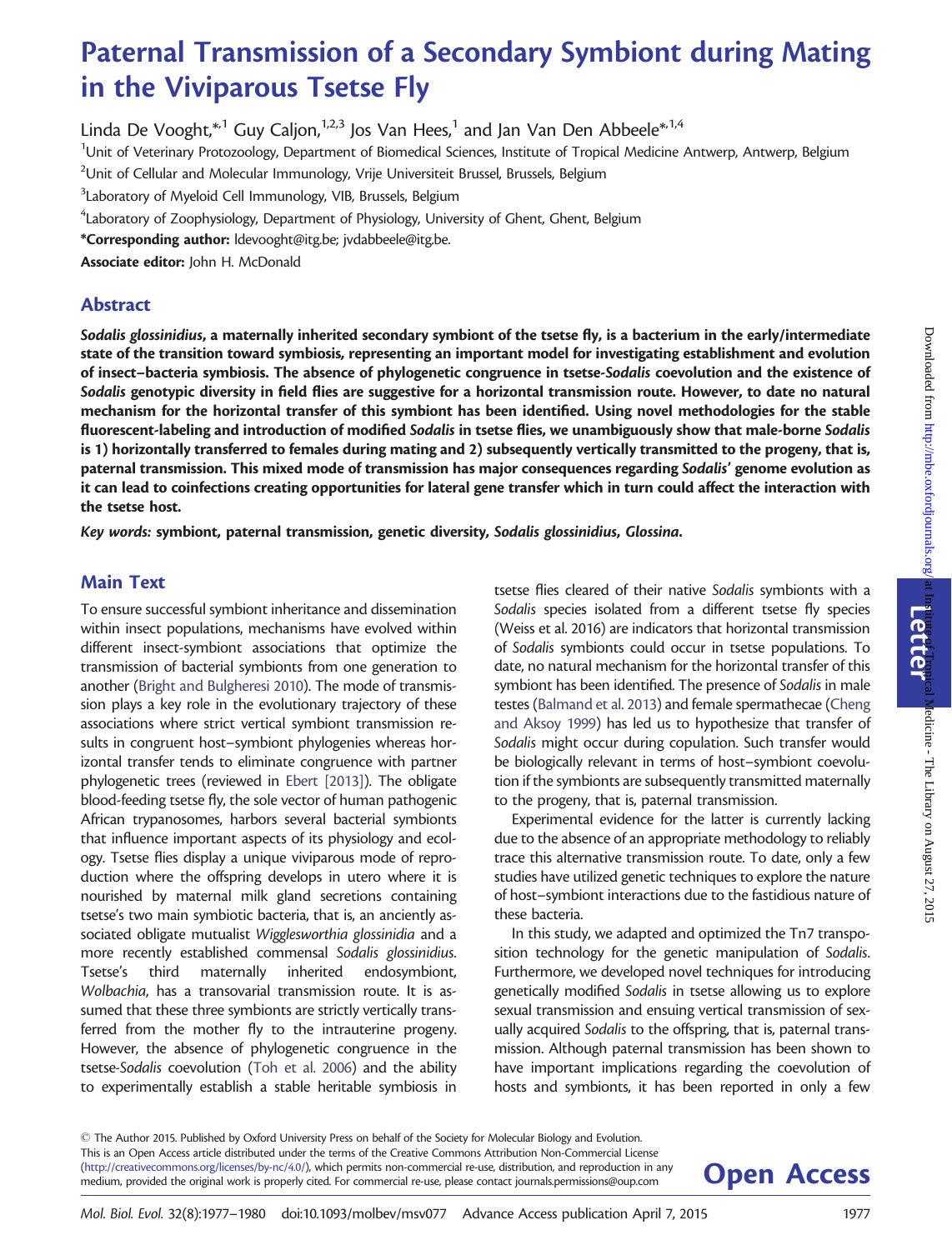# Paternal Transmission of a Secondary Symbiont during Mating in the Viviparous Tsetse Fly

Linda De Vooght,*[1] Guy Caljon,[1,2,3] Jos Van Hees,[1] and Jan Van Den Abbeele*[1,4]

[1]Unit of Veterinary Protozoology, Department of Biomedical Sciences, Institute of Tropical Medicine Antwerp, Antwerp, Belgium

[2]Unit of Cellular and Molecular Immunology, Vrije Universiteit Brussel, Brussels, Belgium

[3]Laboratory of Myeloid Cell Immunology, VIB, Brussels, Belgium

[4]Laboratory of Zoophysiology, Department of Physiology, University of Ghent, Ghent, Belgium

**\*Corresponding author:** ldevooght@itg.be; jvdabbeele@itg.be.

**Associate editor:** John H. McDonald

## Abstract

***Sodalis glossinidius*, a maternally inherited secondary symbiont of the tsetse fly, is a bacterium in the early/intermediate state of the transition toward symbiosis, representing an important model for investigating establishment and evolution of insect–bacteria symbiosis. The absence of phylogenetic congruence in tsetse-*Sodalis* coevolution and the existence of *Sodalis* genotypic diversity in field flies are suggestive for a horizontal transmission route. However, to date no natural mechanism for the horizontal transfer of this symbiont has been identified. Using novel methodologies for the stable fluorescent-labeling and introduction of modified *Sodalis* in tsetse flies, we unambiguously show that male-borne *Sodalis* is 1) horizontally transferred to females during mating and 2) subsequently vertically transmitted to the progeny, that is, paternal transmission. This mixed mode of transmission has major consequences regarding *Sodalis*' genome evolution as it can lead to coinfections creating opportunities for lateral gene transfer which in turn could affect the interaction with the tsetse host.**

***Key words:* symbiont, paternal transmission, genetic diversity, *Sodalis glossinidius*, *Glossina*.**

## Main Text

To ensure successful symbiont inheritance and dissemination within insect populations, mechanisms have evolved within different insect-symbiont associations that optimize the transmission of bacterial symbionts from one generation to another (Bright and Bulgheresi 2010). The mode of transmission plays a key role in the evolutionary trajectory of these associations where strict vertical symbiont transmission results in congruent host–symbiont phylogenies whereas horizontal transfer tends to eliminate congruence with partner phylogenetic trees (reviewed in Ebert [2013]). The obligate blood-feeding tsetse fly, the sole vector of human pathogenic African trypanosomes, harbors several bacterial symbionts that influence important aspects of its physiology and ecology. Tsetse flies display a unique viviparous mode of reproduction where the offspring develops in utero where it is nourished by maternal milk gland secretions containing tsetse's two main symbiotic bacteria, that is, an anciently associated obligate mutualist *Wigglesworthia glossinidia* and a more recently established commensal *Sodalis glossinidius*. Tsetse's third maternally inherited endosymbiont, *Wolbachia*, has a transovarial transmission route. It is assumed that these three symbionts are strictly vertically transferred from the mother fly to the intrauterine progeny. However, the absence of phylogenetic congruence in the tsetse-*Sodalis* coevolution (Toh et al. 2006) and the ability to experimentally establish a stable heritable symbiosis in tsetse flies cleared of their native *Sodalis* symbionts with a *Sodalis* species isolated from a different tsetse fly species (Weiss et al. 2016) are indicators that horizontal transmission of *Sodalis* symbionts could occur in tsetse populations. To date, no natural mechanism for the horizontal transfer of this symbiont has been identified. The presence of *Sodalis* in male testes (Balmand et al. 2013) and female spermathecae (Cheng and Aksoy 1999) has led us to hypothesize that transfer of *Sodalis* might occur during copulation. Such transfer would be biologically relevant in terms of host–symbiont coevolution if the symbionts are subsequently transmitted maternally to the progeny, that is, paternal transmission.

Experimental evidence for the latter is currently lacking due to the absence of an appropriate methodology to reliably trace this alternative transmission route. To date, only a few studies have utilized genetic techniques to explore the nature of host–symbiont interactions due to the fastidious nature of these bacteria.

In this study, we adapted and optimized the Tn7 transposition technology for the genetic manipulation of *Sodalis*. Furthermore, we developed novel techniques for introducing genetically modified *Sodalis* in tsetse allowing us to explore sexual transmission and ensuing vertical transmission of sexually acquired *Sodalis* to the offspring, that is, paternal transmission. Although paternal transmission has been shown to have important implications regarding the coevolution of hosts and symbionts, it has been reported in only a few

© The Author 2015. Published by Oxford University Press on behalf of the Society for Molecular Biology and Evolution. This is an Open Access article distributed under the terms of the Creative Commons Attribution Non-Commercial License (http://creativecommons.org/licenses/by-nc/4.0/), which permits non-commercial re-use, distribution, and reproduction in any medium, provided the original work is properly cited. For commercial re-use, please contact journals.permissions@oup.com

**Open Access**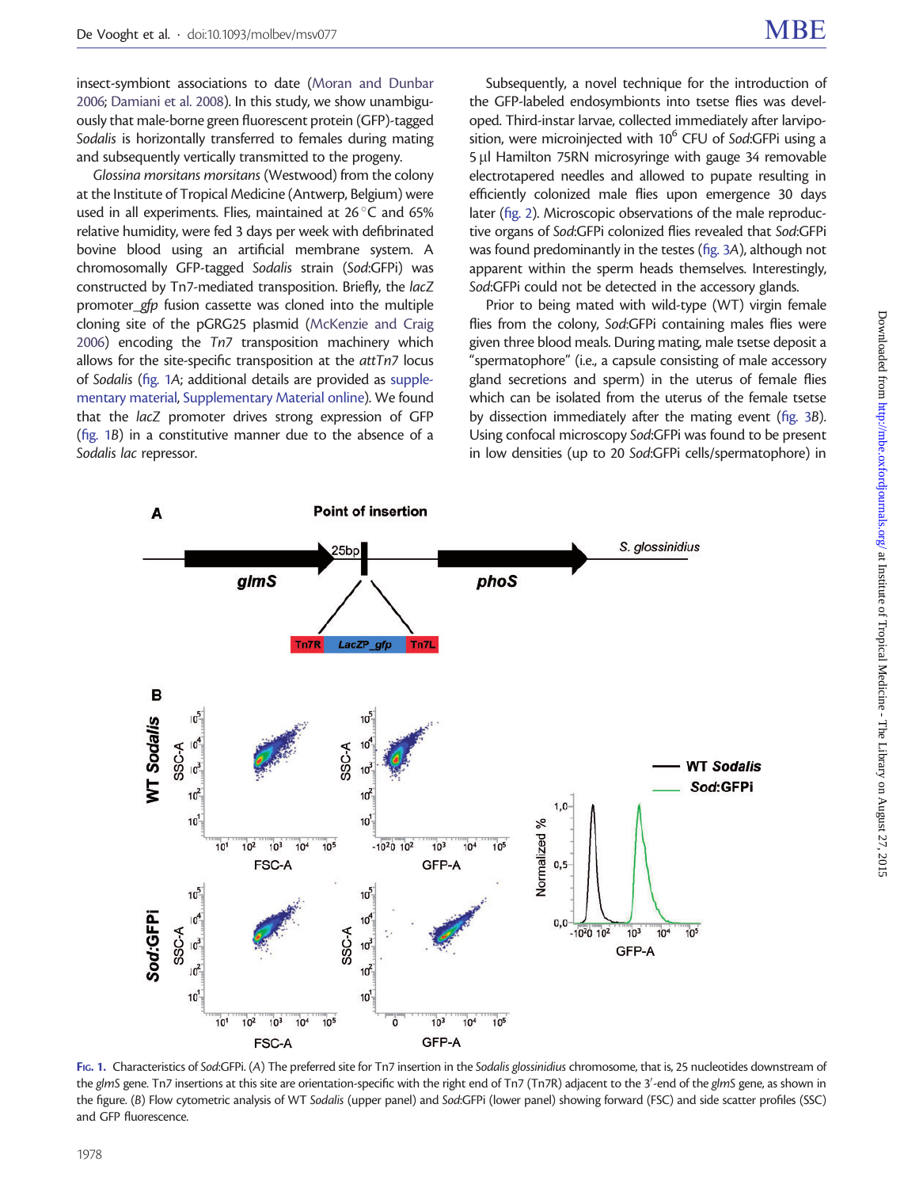insect-symbiont associations to date (Moran and Dunbar 2006; Damiani et al. 2008). In this study, we show unambiguously that male-borne green fluorescent protein (GFP)-tagged *Sodalis* is horizontally transferred to females during mating and subsequently vertically transmitted to the progeny.

*Glossina morsitans morsitans* (Westwood) from the colony at the Institute of Tropical Medicine (Antwerp, Belgium) were used in all experiments. Flies, maintained at 26 °C and 65% relative humidity, were fed 3 days per week with defibrinated bovine blood using an artificial membrane system. A chromosomally GFP-tagged *Sodalis* strain (*Sod*:GFPi) was constructed by Tn7-mediated transposition. Briefly, the *lacZ* promoter_*gfp* fusion cassette was cloned into the multiple cloning site of the pGRG25 plasmid (McKenzie and Craig 2006) encoding the *Tn7* transposition machinery which allows for the site-specific transposition at the *attTn7* locus of *Sodalis* (fig. 1*A*; additional details are provided as supplementary material, Supplementary Material online). We found that the *lacZ* promoter drives strong expression of GFP (fig. 1*B*) in a constitutive manner due to the absence of a *Sodalis lac* repressor.

Subsequently, a novel technique for the introduction of the GFP-labeled endosymbionts into tsetse flies was developed. Third-instar larvae, collected immediately after larviposition, were microinjected with $10^6$ CFU of *Sod*:GFPi using a 5 µl Hamilton 75RN microsyringe with gauge 34 removable electrotapered needles and allowed to pupate resulting in efficiently colonized male flies upon emergence 30 days later (fig. 2). Microscopic observations of the male reproductive organs of *Sod*:GFPi colonized flies revealed that *Sod*:GFPi was found predominantly in the testes (fig. 3*A*), although not apparent within the sperm heads themselves. Interestingly, *Sod*:GFPi could not be detected in the accessory glands.

Prior to being mated with wild-type (WT) virgin female flies from the colony, *Sod*:GFPi containing males flies were given three blood meals. During mating, male tsetse deposit a "spermatophore" (i.e., a capsule consisting of male accessory gland secretions and sperm) in the uterus of female flies which can be isolated from the uterus of the female tsetse by dissection immediately after the mating event (fig. 3*B*). Using confocal microscopy *Sod*:GFPi was found to be present in low densities (up to 20 *Sod*:GFPi cells/spermatophore) in

A
Point of insertion
25bp
glmS
phoS
S. glossinidius
Tn7R LacZP_gfp Tn7L

B
WT *Sodalis*
*Sod*:GFPi
SSC-A
FSC-A
GFP-A
Normalized %
WT *Sodalis*
*Sod*:GFPi

Fig. 1. Characteristics of *Sod*:GFPi. (*A*) The preferred site for Tn7 insertion in the *Sodalis glossinidius* chromosome, that is, 25 nucleotides downstream of the *glmS* gene. Tn7 insertions at this site are orientation-specific with the right end of Tn7 (Tn7R) adjacent to the 3′-end of the *glmS* gene, as shown in the figure. (*B*) Flow cytometric analysis of WT *Sodalis* (upper panel) and *Sod*:GFPi (lower panel) showing forward (FSC) and side scatter profiles (SSC) and GFP fluorescence.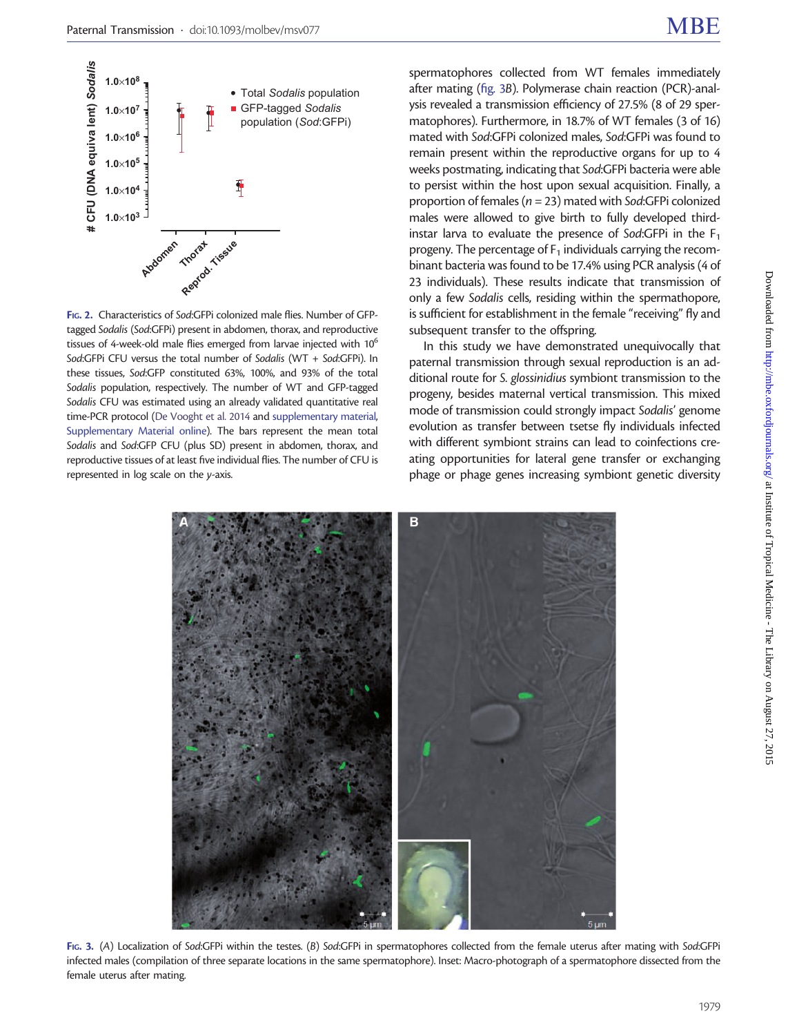# CFU (DNA equiva lent) *Sodalis*

1.0×10^8

1.0×10^7

1.0×10^6

1.0×10^5

1.0×10^4

1.0×10^3

Abdomen

Thorax

Reprod. Tissue

• Total *Sodalis* population

■ GFP-tagged *Sodalis* population (*Sod*:GFPi)

**Fig. 2.** Characteristics of *Sod*:GFPi colonized male flies. Number of GFP-tagged *Sodalis* (*Sod*:GFPi) present in abdomen, thorax, and reproductive tissues of 4-week-old male flies emerged from larvae injected with $10^6$ *Sod*:GFPi CFU versus the total number of *Sodalis* (WT + *Sod*:GFPi). In these tissues, *Sod*:GFP constituted 63%, 100%, and 93% of the total *Sodalis* population, respectively. The number of WT and GFP-tagged *Sodalis* CFU was estimated using an already validated quantitative real time-PCR protocol (De Vooght et al. 2014 and supplementary material, Supplementary Material online). The bars represent the mean total *Sodalis* and *Sod*:GFP CFU (plus SD) present in abdomen, thorax, and reproductive tissues of at least five individual flies. The number of CFU is represented in log scale on the *y*-axis.

spermatophores collected from WT females immediately after mating (fig. 3B). Polymerase chain reaction (PCR)-analysis revealed a transmission efficiency of 27.5% (8 of 29 spermatophores). Furthermore, in 18.7% of WT females (3 of 16) mated with *Sod*:GFPi colonized males, *Sod*:GFPi was found to remain present within the reproductive organs for up to 4 weeks postmating, indicating that *Sod*:GFPi bacteria were able to persist within the host upon sexual acquisition. Finally, a proportion of females ($n$ = 23) mated with *Sod*:GFPi colonized males were allowed to give birth to fully developed third-instar larva to evaluate the presence of *Sod*:GFPi in the $F_1$ progeny. The percentage of $F_1$ individuals carrying the recombinant bacteria was found to be 17.4% using PCR analysis (4 of 23 individuals). These results indicate that transmission of only a few *Sodalis* cells, residing within the spermathopore, is sufficient for establishment in the female "receiving" fly and subsequent transfer to the offspring.

In this study we have demonstrated unequivocally that paternal transmission through sexual reproduction is an additional route for *S. glossinidius* symbiont transmission to the progeny, besides maternal vertical transmission. This mixed mode of transmission could strongly impact *Sodalis*' genome evolution as transfer between tsetse fly individuals infected with different symbiont strains can lead to coinfections creating opportunities for lateral gene transfer or exchanging phage or phage genes increasing symbiont genetic diversity

A

B

5 μm

5 μm

**Fig. 3.** (*A*) Localization of *Sod*:GFPi within the testes. (*B*) *Sod*:GFPi in spermatophores collected from the female uterus after mating with *Sod*:GFPi infected males (compilation of three separate locations in the same spermatophore). Inset: Macro-photograph of a spermatophore dissected from the female uterus after mating.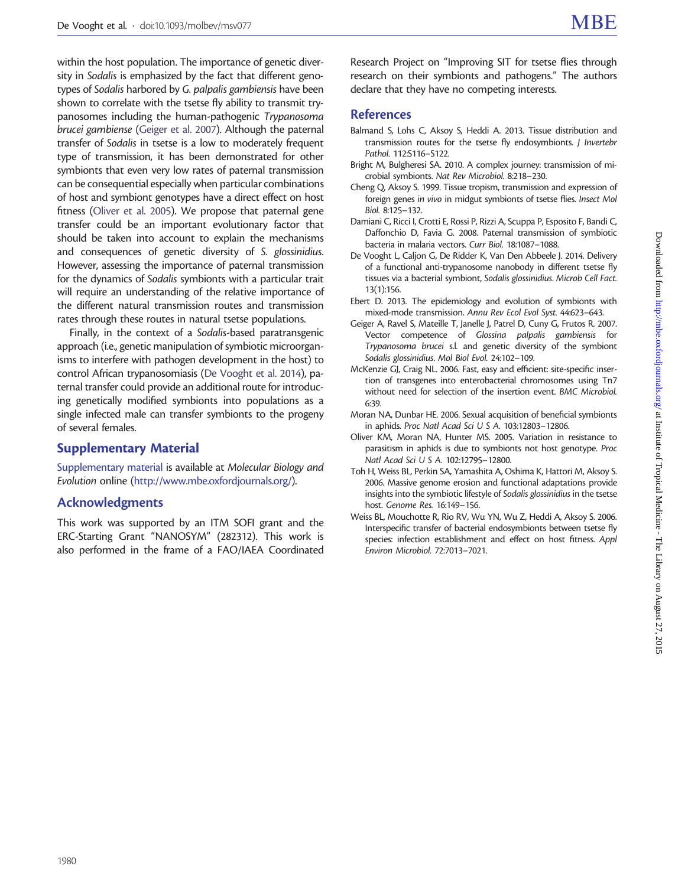within the host population. The importance of genetic diversity in *Sodalis* is emphasized by the fact that different genotypes of *Sodalis* harbored by *G. palpalis gambiensis* have been shown to correlate with the tsetse fly ability to transmit trypanosomes including the human-pathogenic *Trypanosoma brucei gambiense* (Geiger et al. 2007). Although the paternal transfer of *Sodalis* in tsetse is a low to moderately frequent type of transmission, it has been demonstrated for other symbionts that even very low rates of paternal transmission can be consequential especially when particular combinations of host and symbiont genotypes have a direct effect on host fitness (Oliver et al. 2005). We propose that paternal gene transfer could be an important evolutionary factor that should be taken into account to explain the mechanisms and consequences of genetic diversity of *S. glossinidius*. However, assessing the importance of paternal transmission for the dynamics of *Sodalis* symbionts with a particular trait will require an understanding of the relative importance of the different natural transmission routes and transmission rates through these routes in natural tsetse populations.

Finally, in the context of a *Sodalis*-based paratransgenic approach (i.e., genetic manipulation of symbiotic microorganisms to interfere with pathogen development in the host) to control African trypanosomiasis (De Vooght et al. 2014), paternal transfer could provide an additional route for introducing genetically modified symbionts into populations as a single infected male can transfer symbionts to the progeny of several females.

## Supplementary Material

Supplementary material is available at *Molecular Biology and Evolution* online (http://www.mbe.oxfordjournals.org/).

## Acknowledgments

This work was supported by an ITM SOFI grant and the ERC-Starting Grant "NANOSYM" (282312). This work is also performed in the frame of a FAO/IAEA Coordinated Research Project on "Improving SIT for tsetse flies through research on their symbionts and pathogens." The authors declare that they have no competing interests.

## References

Balmand S, Lohs C, Aksoy S, Heddi A. 2013. Tissue distribution and transmission routes for the tsetse fly endosymbionts. *J Invertebr Pathol.* 112:S116–S122.

Bright M, Bulgheresi SA. 2010. A complex journey: transmission of microbial symbionts. *Nat Rev Microbiol.* 8:218–230.

Cheng Q, Aksoy S. 1999. Tissue tropism, transmission and expression of foreign genes *in vivo* in midgut symbionts of tsetse flies. *Insect Mol Biol.* 8:125–132.

Damiani C, Ricci I, Crotti E, Rossi P, Rizzi A, Scuppa P, Esposito F, Bandi C, Daffonchio D, Favia G. 2008. Paternal transmission of symbiotic bacteria in malaria vectors. *Curr Biol.* 18:1087–1088.

De Vooght L, Caljon G, De Ridder K, Van Den Abbeele J. 2014. Delivery of a functional anti-trypanosome nanobody in different tsetse fly tissues via a bacterial symbiont, *Sodalis glossinidius*. *Microb Cell Fact.* 13(1):156.

Ebert D. 2013. The epidemiology and evolution of symbionts with mixed-mode transmission. *Annu Rev Ecol Evol Syst.* 44:623–643.

Geiger A, Ravel S, Mateille T, Janelle J, Patrel D, Cuny G, Frutos R. 2007. Vector competence of *Glossina palpalis gambiensis* for *Trypanosoma brucei* s.l. and genetic diversity of the symbiont *Sodalis glossinidius*. *Mol Biol Evol.* 24:102–109.

McKenzie GJ, Craig NL. 2006. Fast, easy and efficient: site-specific insertion of transgenes into enterobacterial chromosomes using Tn7 without need for selection of the insertion event. *BMC Microbiol.* 6:39.

Moran NA, Dunbar HE. 2006. Sexual acquisition of beneficial symbionts in aphids. *Proc Natl Acad Sci U S A.* 103:12803–12806.

Oliver KM, Moran NA, Hunter MS. 2005. Variation in resistance to parasitism in aphids is due to symbionts not host genotype. *Proc Natl Acad Sci U S A.* 102:12795–12800.

Toh H, Weiss BL, Perkin SA, Yamashita A, Oshima K, Hattori M, Aksoy S. 2006. Massive genome erosion and functional adaptations provide insights into the symbiotic lifestyle of *Sodalis glossinidius* in the tsetse host. *Genome Res.* 16:149–156.

Weiss BL, Mouchotte R, Rio RV, Wu YN, Wu Z, Heddi A, Aksoy S. 2006. Interspecific transfer of bacterial endosymbionts between tsetse fly species: infection establishment and effect on host fitness. *Appl Environ Microbiol.* 72:7013–7021.